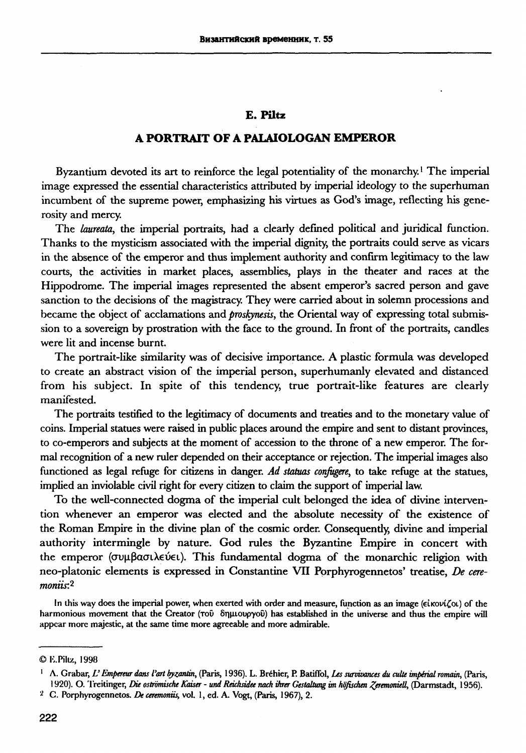**E. Piltz**

# A PORTRAIT OF A PALAIOLOGAN EMPEROR

Byzantium devoted its art to reinforce the legal potentiality of the monarchy.[1] The imperial image expressed the essential characteristics attributed by imperial ideology to the superhuman incumbent of the supreme power, emphasizing his virtues as God's image, reflecting his generosity and mercy.

The *laureata*, the imperial portraits, had a clearly defined political and juridical function. Thanks to the mysticism associated with the imperial dignity, the portraits could serve as vicars in the absence of the emperor and thus implement authority and confirm legitimacy to the law courts, the activities in market places, assemblies, plays in the theater and races at the Hippodrome. The imperial images represented the absent emperor's sacred person and gave sanction to the decisions of the magistracy. They were carried about in solemn processions and became the object of acclamations and *proskynesis*, the Oriental way of expressing total submission to a sovereign by prostration with the face to the ground. In front of the portraits, candles were lit and incense burnt.

The portrait-like similarity was of decisive importance. A plastic formula was developed to create an abstract vision of the imperial person, superhumanly elevated and distanced from his subject. In spite of this tendency, true portrait-like features are clearly manifested.

The portraits testified to the legitimacy of documents and treaties and to the monetary value of coins. Imperial statues were raised in public places around the empire and sent to distant provinces, to co-emperors and subjects at the moment of accession to the throne of a new emperor. The formal recognition of a new ruler depended on their acceptance or rejection. The imperial images also functioned as legal refuge for citizens in danger. *Ad statuas confugere*, to take refuge at the statues, implied an inviolable civil right for every citizen to claim the support of imperial law.

To the well-connected dogma of the imperial cult belonged the idea of divine intervention whenever an emperor was elected and the absolute necessity of the existence of the Roman Empire in the divine plan of the cosmic order. Consequently, divine and imperial authority intermingle by nature. God rules the Byzantine Empire in concert with the emperor (συμβασιλεύει). This fundamental dogma of the monarchic religion with neo-platonic elements is expressed in Constantine VII Porphyrogennetos' treatise, *De ceremoniis*:[2]

> In this way does the imperial power, when exerted with order and measure, function as an image (εἰκονίζοι) of the harmonious movement that the Creator (τοῦ δημιουργοῦ) has established in the universe and thus the empire will appear more majestic, at the same time more agreeable and more admirable.

---

© E.Piltz, 1998

[1] A. Grabar, *L'Empereur dans l'art byzantin*, (Paris, 1936). L. Bréhier, P. Batiffol, *Les survivances du culte impérial romain*, (Paris, 1920). O. Treitinger, *Die oströmische Kaiser - und Reichsidee nach ihrer Gestaltung im höfischen Zeremoniell*, (Darmstadt, 1956).

[2] C. Porphyrogennetos. *De ceremoniis*, vol. 1, ed. A. Vogt, (Paris, 1967), 2.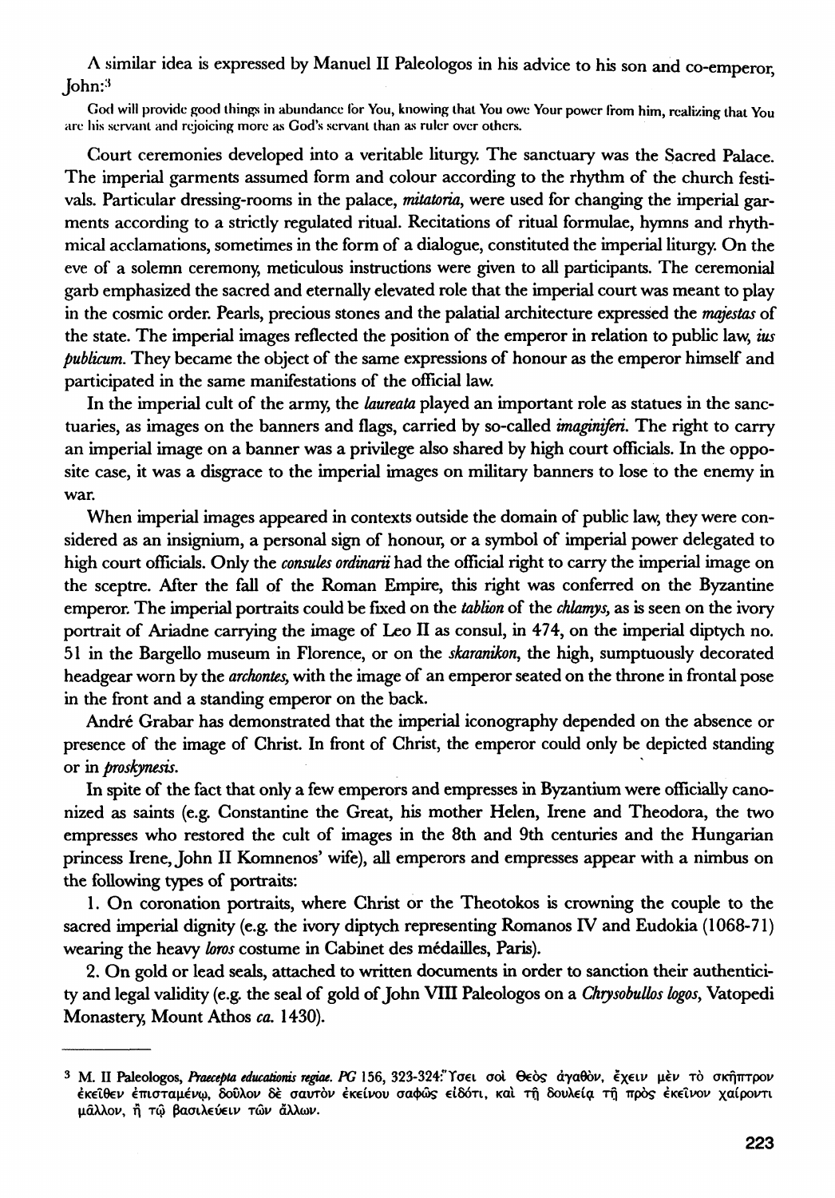A similar idea is expressed by Manuel II Paleologos in his advice to his son and co-emperor, John:[3]

> God will provide good things in abundance for You, knowing that You owe Your power from him, realizing that You are his servant and rejoicing more as God's servant than as ruler over others.

Court ceremonies developed into a veritable liturgy. The sanctuary was the Sacred Palace. The imperial garments assumed form and colour according to the rhythm of the church festivals. Particular dressing-rooms in the palace, *mitatoria*, were used for changing the imperial garments according to a strictly regulated ritual. Recitations of ritual formulae, hymns and rhythmical acclamations, sometimes in the form of a dialogue, constituted the imperial liturgy. On the eve of a solemn ceremony, meticulous instructions were given to all participants. The ceremonial garb emphasized the sacred and eternally elevated role that the imperial court was meant to play in the cosmic order. Pearls, precious stones and the palatial architecture expressed the *majestas* of the state. The imperial images reflected the position of the emperor in relation to public law, *ius publicum*. They became the object of the same expressions of honour as the emperor himself and participated in the same manifestations of the official law.

In the imperial cult of the army, the *laureata* played an important role as statues in the sanctuaries, as images on the banners and flags, carried by so-called *imaginiferi*. The right to carry an imperial image on a banner was a privilege also shared by high court officials. In the opposite case, it was a disgrace to the imperial images on military banners to lose to the enemy in war.

When imperial images appeared in contexts outside the domain of public law, they were considered as an insignium, a personal sign of honour, or a symbol of imperial power delegated to high court officials. Only the *consules ordinarii* had the official right to carry the imperial image on the sceptre. After the fall of the Roman Empire, this right was conferred on the Byzantine emperor. The imperial portraits could be fixed on the *tablion* of the *chlamys*, as is seen on the ivory portrait of Ariadne carrying the image of Leo II as consul, in 474, on the imperial diptych no. 51 in the Bargello museum in Florence, or on the *skaranikon*, the high, sumptuously decorated headgear worn by the *archontes*, with the image of an emperor seated on the throne in frontal pose in the front and a standing emperor on the back.

André Grabar has demonstrated that the imperial iconography depended on the absence or presence of the image of Christ. In front of Christ, the emperor could only be depicted standing or in *proskynesis*.

In spite of the fact that only a few emperors and empresses in Byzantium were officially canonized as saints (e.g. Constantine the Great, his mother Helen, Irene and Theodora, the two empresses who restored the cult of images in the 8th and 9th centuries and the Hungarian princess Irene, John II Komnenos' wife), all emperors and empresses appear with a nimbus on the following types of portraits:

1. On coronation portraits, where Christ or the Theotokos is crowning the couple to the sacred imperial dignity (e.g. the ivory diptych representing Romanos IV and Eudokia (1068-71) wearing the heavy *loros* costume in Cabinet des médailles, Paris).

2. On gold or lead seals, attached to written documents in order to sanction their authenticity and legal validity (e.g. the seal of gold of John VIII Paleologos on a *Chrysobullos logos*, Vatopedi Monastery, Mount Athos *ca.* 1430).

---

[3] M. II Paleologos, *Praecepta educationis regiae*. *PG* 156, 323-324: Ὕσει σοὶ Θεὸς ἀγαθὸν, ἔχειν μὲν τὸ σκῆπτρον ἐκεῖθεν ἐπισταμένῳ, δοῦλον δὲ σαυτὸν ἐκείνου σαφῶς εἰδότι, καὶ τῇ δουλείᾳ τῇ πρὸς ἐκεῖνον χαίροντι μᾶλλον, ἢ τῷ βασιλεύειν τῶν ἄλλων.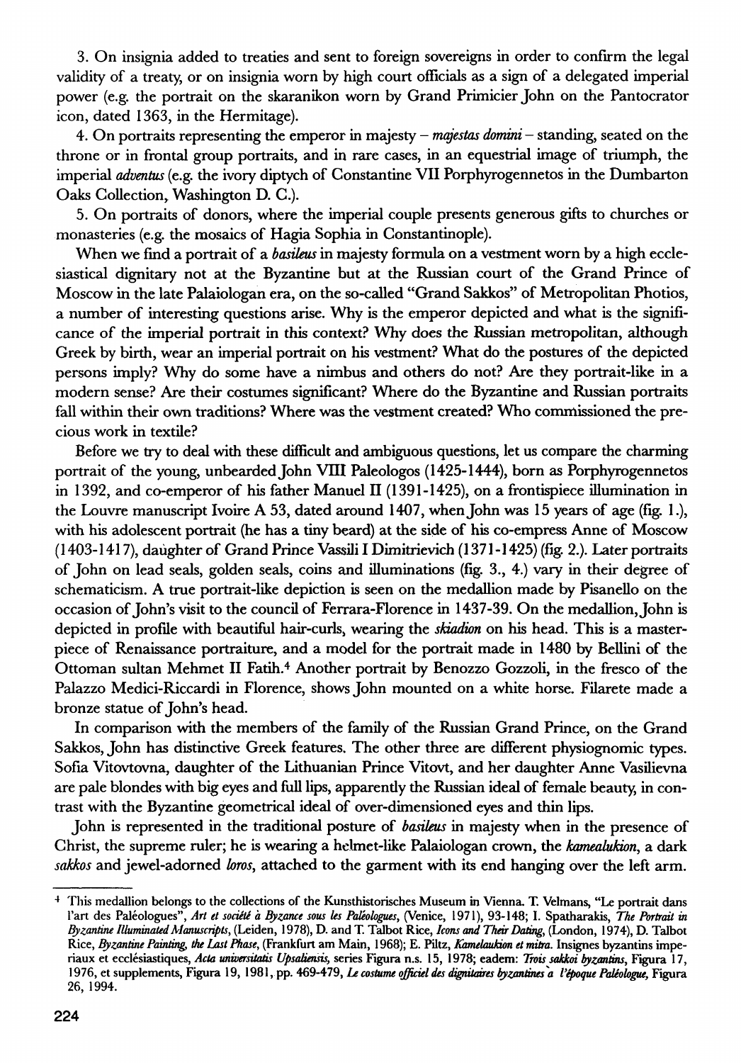3. On insignia added to treaties and sent to foreign sovereigns in order to confirm the legal validity of a treaty, or on insignia worn by high court officials as a sign of a delegated imperial power (e.g. the portrait on the skaranikon worn by Grand Primicier John on the Pantocrator icon, dated 1363, in the Hermitage).

4. On portraits representing the emperor in majesty – *majestas domini* – standing, seated on the throne or in frontal group portraits, and in rare cases, in an equestrial image of triumph, the imperial *adventus* (e.g. the ivory diptych of Constantine VII Porphyrogennetos in the Dumbarton Oaks Collection, Washington D. C.).

5. On portraits of donors, where the imperial couple presents generous gifts to churches or monasteries (e.g. the mosaics of Hagia Sophia in Constantinople).

When we find a portrait of a *basileus* in majesty formula on a vestment worn by a high ecclesiastical dignitary not at the Byzantine but at the Russian court of the Grand Prince of Moscow in the late Palaiologan era, on the so-called "Grand Sakkos" of Metropolitan Photios, a number of interesting questions arise. Why is the emperor depicted and what is the significance of the imperial portrait in this context? Why does the Russian metropolitan, although Greek by birth, wear an imperial portrait on his vestment? What do the postures of the depicted persons imply? Why do some have a nimbus and others do not? Are they portrait-like in a modern sense? Are their costumes significant? Where do the Byzantine and Russian portraits fall within their own traditions? Where was the vestment created? Who commissioned the precious work in textile?

Before we try to deal with these difficult and ambiguous questions, let us compare the charming portrait of the young, unbearded John VIII Paleologos (1425-1444), born as Porphyrogennetos in 1392, and co-emperor of his father Manuel II (1391-1425), on a frontispiece illumination in the Louvre manuscript Ivoire A 53, dated around 1407, when John was 15 years of age (fig. 1.), with his adolescent portrait (he has a tiny beard) at the side of his co-empress Anne of Moscow (1403-1417), daughter of Grand Prince Vassili I Dimitrievich (1371-1425) (fig. 2.). Later portraits of John on lead seals, golden seals, coins and illuminations (fig. 3., 4.) vary in their degree of schematicism. A true portrait-like depiction is seen on the medallion made by Pisanello on the occasion of John's visit to the council of Ferrara-Florence in 1437-39. On the medallion, John is depicted in profile with beautiful hair-curls, wearing the *skiadion* on his head. This is a masterpiece of Renaissance portraiture, and a model for the portrait made in 1480 by Bellini of the Ottoman sultan Mehmet II Fatih.[4] Another portrait by Benozzo Gozzoli, in the fresco of the Palazzo Medici-Riccardi in Florence, shows John mounted on a white horse. Filarete made a bronze statue of John's head.

In comparison with the members of the family of the Russian Grand Prince, on the Grand Sakkos, John has distinctive Greek features. The other three are different physiognomic types. Sofia Vitovtovna, daughter of the Lithuanian Prince Vitovt, and her daughter Anne Vasilievna are pale blondes with big eyes and full lips, apparently the Russian ideal of female beauty, in contrast with the Byzantine geometrical ideal of over-dimensioned eyes and thin lips.

John is represented in the traditional posture of *basileus* in majesty when in the presence of Christ, the supreme ruler; he is wearing a helmet-like Palaiologan crown, the *kamealukion*, a dark *sakkos* and jewel-adorned *loros*, attached to the garment with its end hanging over the left arm.

---

[4] This medallion belongs to the collections of the Kunsthistorisches Museum in Vienna. T. Velmans, "Le portrait dans l'art des Paléologues", *Art et société à Byzance sous les Paléologues*, (Venice, 1971), 93-148; I. Spatharakis, *The Portrait in Byzantine Illuminated Manuscripts*, (Leiden, 1978), D. and T. Talbot Rice, *Icons and Their Dating*, (London, 1974), D. Talbot Rice, *Byzantine Painting, the Last Phase*, (Frankfurt am Main, 1968); E. Piltz, *Kamelaukion et mitra*. Insignes byzantins impériaux et ecclésiastiques, *Acta universitatis Upsaliensis*, series Figura n.s. 15, 1978; eadem: *Trois sakkoi byzantins*, Figura 17, 1976, et supplements, Figura 19, 1981, pp. 469-479, *Le costume officiel des dignitaires byzantins à l'époque Paléologue*, Figura 26, 1994.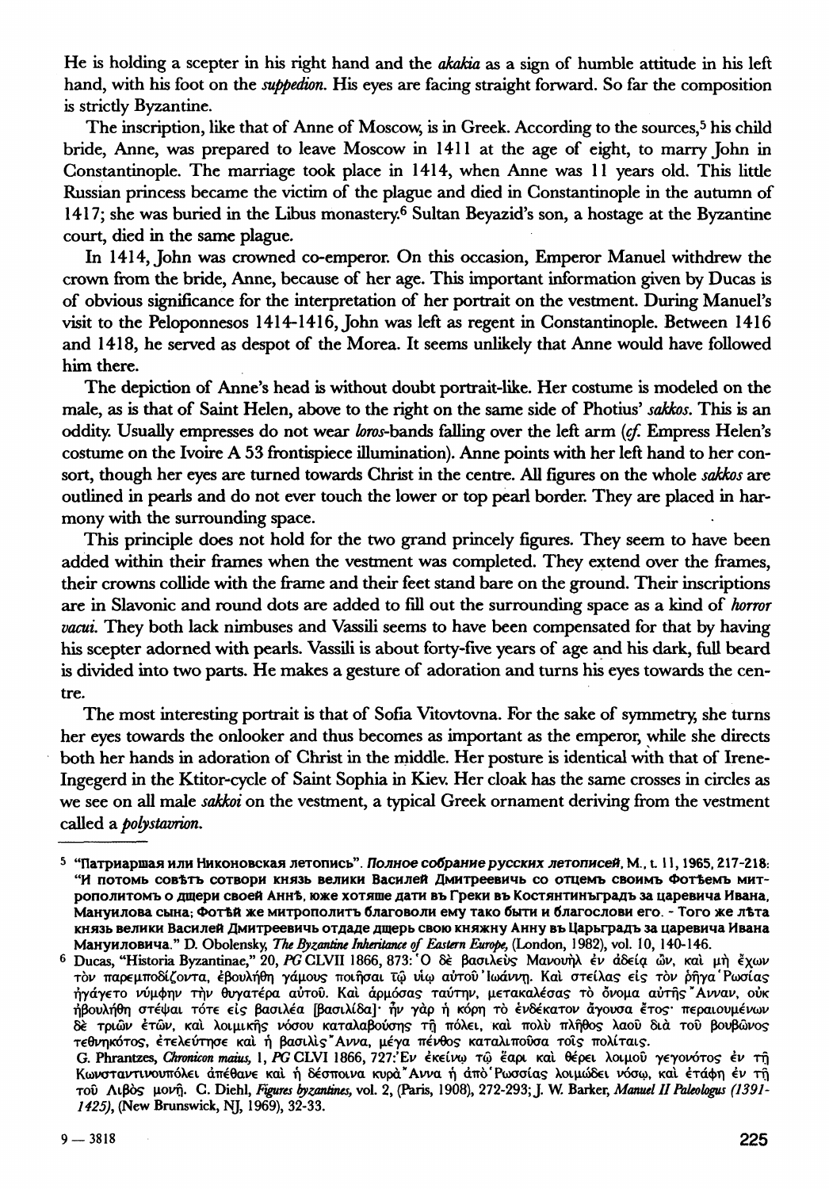He is holding a scepter in his right hand and the *akakia* as a sign of humble attitude in his left hand, with his foot on the *suppedion*. His eyes are facing straight forward. So far the composition is strictly Byzantine.

The inscription, like that of Anne of Moscow, is in Greek. According to the sources,[5] his child bride, Anne, was prepared to leave Moscow in 1411 at the age of eight, to marry John in Constantinople. The marriage took place in 1414, when Anne was 11 years old. This little Russian princess became the victim of the plague and died in Constantinople in the autumn of 1417; she was buried in the Libus monastery.[6] Sultan Beyazid's son, a hostage at the Byzantine court, died in the same plague.

In 1414, John was crowned co-emperor. On this occasion, Emperor Manuel withdrew the crown from the bride, Anne, because of her age. This important information given by Ducas is of obvious significance for the interpretation of her portrait on the vestment. During Manuel's visit to the Peloponnesos 1414-1416, John was left as regent in Constantinople. Between 1416 and 1418, he served as despot of the Morea. It seems unlikely that Anne would have followed him there.

The depiction of Anne's head is without doubt portrait-like. Her costume is modeled on the male, as is that of Saint Helen, above to the right on the same side of Photius' *sakkos*. This is an oddity. Usually empresses do not wear *loros*-bands falling over the left arm (*cf.* Empress Helen's costume on the Ivoire A 53 frontispiece illumination). Anne points with her left hand to her consort, though her eyes are turned towards Christ in the centre. All figures on the whole *sakkos* are outlined in pearls and do not ever touch the lower or top pearl border. They are placed in harmony with the surrounding space.

This principle does not hold for the two grand princely figures. They seem to have been added within their frames when the vestment was completed. They extend over the frames, their crowns collide with the frame and their feet stand bare on the ground. Their inscriptions are in Slavonic and round dots are added to fill out the surrounding space as a kind of *horror vacui*. They both lack nimbuses and Vassili seems to have been compensated for that by having his scepter adorned with pearls. Vassili is about forty-five years of age and his dark, full beard is divided into two parts. He makes a gesture of adoration and turns his eyes towards the centre.

The most interesting portrait is that of Sofia Vitovtovna. For the sake of symmetry, she turns her eyes towards the onlooker and thus becomes as important as the emperor, while she directs both her hands in adoration of Christ in the middle. Her posture is identical with that of Irene-Ingegerd in the Ktitor-cycle of Saint Sophia in Kiev. Her cloak has the same crosses in circles as we see on all male *sakkoi* on the vestment, a typical Greek ornament deriving from the vestment called a *polystavrion*.

---

[5] "Патриаршая или Никоновская летопись". *Полное собрание русских летописей*, М., т. 11, 1965, 217-218: "И потомъ совѣтъ сотвори князь велики Василей Дмитреевичь со отцемъ своимъ Фотѣемъ митрополитомъ о дщери своей Аннѣ, юже хотяше дати въ Греки въ Костянтинъградъ за царевича Ивана, Мануилова сына; Фотѣй же митрополитъ благоволи ему тако быти и благослови его. - Того же лѣта князь велики Василей Дмитреевичь отдаде дщерь свою княжну Анну въ Царьградъ за царевича Ивана Мануиловича." D. Obolensky, *The Byzantine Inheritance of Eastern Europe*, (London, 1982), vol. 10, 140-146.

[6] Ducas, "Historia Byzantinae," 20, *PG* CLVII 1866, 873: Ὁ δὲ βασιλεὺς Μανουὴλ ἐν ἀδείᾳ ὢν, καὶ μὴ ἔχων τὸν παρεμποδίζοντα, ἐβουλήθη γάμους ποιῆσαι τῷ υἱῷ αὐτοῦ Ἰωάννῃ. Καὶ στείλας εἰς τὸν ῥῆγα Ῥωσίας ἠγάγετο νύμφην τὴν θυγατέρα αὐτοῦ. Καὶ ἁρμόσας ταύτην, μετακαλέσας τὸ ὄνομα αὐτῆς Ἄνναν, οὐκ ἠβουλήθη στέψαι τότε εἰς βασιλέα [βασιλίδα]· ἦν γὰρ ἡ κόρη τὸ ἑνδέκατον ἄγουσα ἔτος· περαιουμένων δὲ τριῶν ἐτῶν, καὶ λοιμικῆς νόσου καταλαβούσης τῇ πόλει, καὶ πολὺ πλῆθος λαοῦ διὰ τοῦ βουβῶνος τεθνηκότος, ἐτελεύτησε καὶ ἡ βασιλὶς Ἄννα, μέγα πένθος καταλιποῦσα τοῖς πολίταις.
G. Phrantzes, *Chronicon maius*, 1, *PG* CLVI 1866, 727: Ἐν ἐκείνῳ τῷ ἔαρι καὶ θέρει λοιμοῦ γεγονότος ἐν τῇ Κωνσταντινουπόλει ἀπέθανε καὶ ἡ δέσποινα κυρὰ Ἄννα ἡ ἀπὸ Ῥωσσίας λοιμώδει νόσῳ, καὶ ἐτάφη ἐν τῇ τοῦ Λιβὸς μονῇ. C. Diehl, *Figures byzantines*, vol. 2, (Paris, 1908), 272-293; J. W. Barker, *Manuel II Paleologus (1391-1425)*, (New Brunswick, NJ, 1969), 32-33.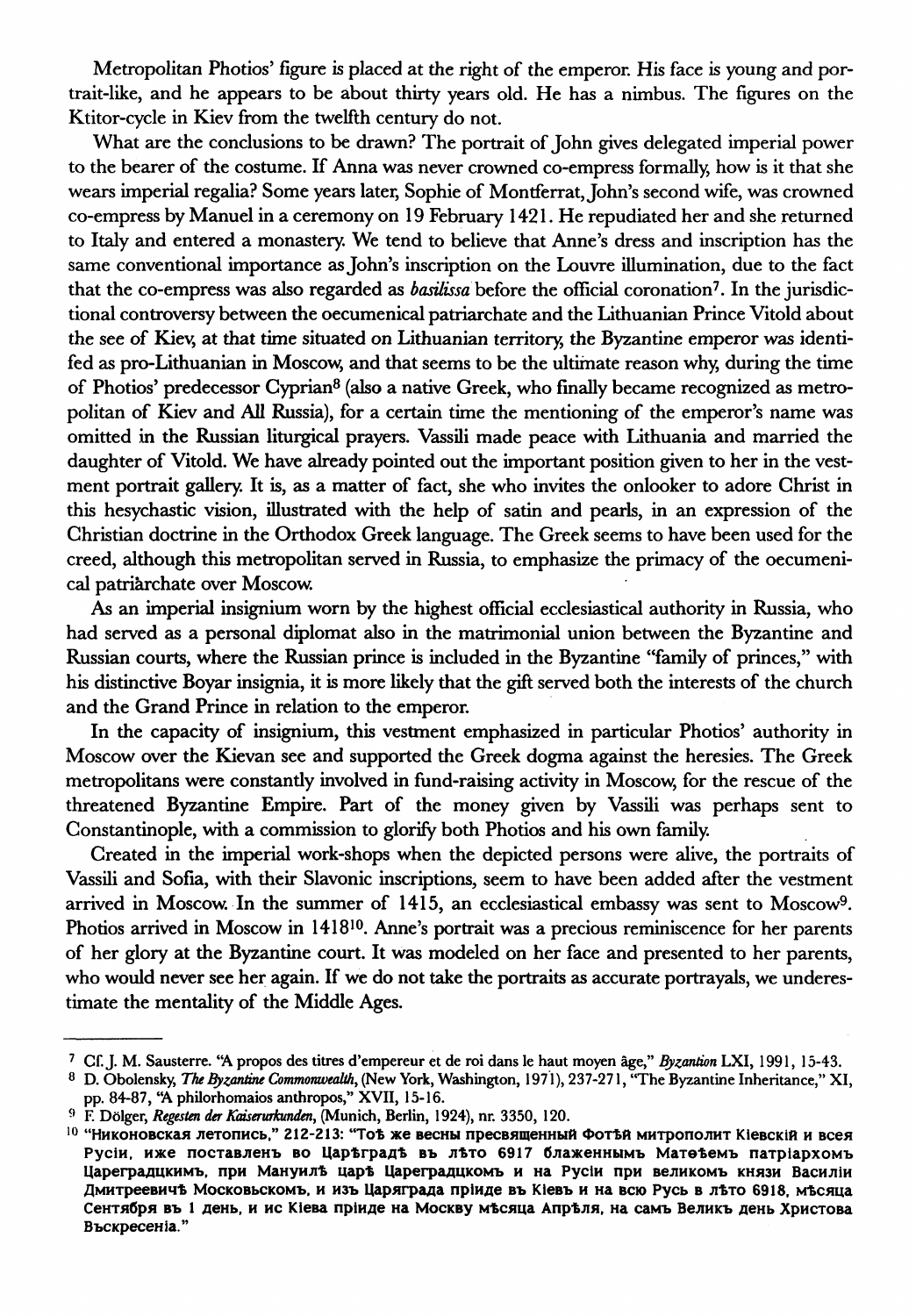Metropolitan Photios' figure is placed at the right of the emperor. His face is young and portrait-like, and he appears to be about thirty years old. He has a nimbus. The figures on the Ktitor-cycle in Kiev from the twelfth century do not.

What are the conclusions to be drawn? The portrait of John gives delegated imperial power to the bearer of the costume. If Anna was never crowned co-empress formally, how is it that she wears imperial regalia? Some years later, Sophie of Montferrat, John's second wife, was crowned co-empress by Manuel in a ceremony on 19 February 1421. He repudiated her and she returned to Italy and entered a monastery. We tend to believe that Anne's dress and inscription has the same conventional importance as John's inscription on the Louvre illumination, due to the fact that the co-empress was also regarded as *basilissa* before the official coronation[7]. In the jurisdictional controversy between the oecumenical patriarchate and the Lithuanian Prince Vitold about the see of Kiev, at that time situated on Lithuanian territory, the Byzantine emperor was identifed as pro-Lithuanian in Moscow, and that seems to be the ultimate reason why, during the time of Photios' predecessor Cyprian[8] (also a native Greek, who finally became recognized as metropolitan of Kiev and All Russia), for a certain time the mentioning of the emperor's name was omitted in the Russian liturgical prayers. Vassili made peace with Lithuania and married the daughter of Vitold. We have already pointed out the important position given to her in the vestment portrait gallery. It is, as a matter of fact, she who invites the onlooker to adore Christ in this hesychastic vision, illustrated with the help of satin and pearls, in an expression of the Christian doctrine in the Orthodox Greek language. The Greek seems to have been used for the creed, although this metropolitan served in Russia, to emphasize the primacy of the oecumenical patriarchate over Moscow.

As an imperial insignium worn by the highest official ecclesiastical authority in Russia, who had served as a personal diplomat also in the matrimonial union between the Byzantine and Russian courts, where the Russian prince is included in the Byzantine "family of princes," with his distinctive Boyar insignia, it is more likely that the gift served both the interests of the church and the Grand Prince in relation to the emperor.

In the capacity of insignium, this vestment emphasized in particular Photios' authority in Moscow over the Kievan see and supported the Greek dogma against the heresies. The Greek metropolitans were constantly involved in fund-raising activity in Moscow, for the rescue of the threatened Byzantine Empire. Part of the money given by Vassili was perhaps sent to Constantinople, with a commission to glorify both Photios and his own family.

Created in the imperial work-shops when the depicted persons were alive, the portraits of Vassili and Sofia, with their Slavonic inscriptions, seem to have been added after the vestment arrived in Moscow. In the summer of 1415, an ecclesiastical embassy was sent to Moscow[9]. Photios arrived in Moscow in 1418[10]. Anne's portrait was a precious reminiscence for her parents of her glory at the Byzantine court. It was modeled on her face and presented to her parents, who would never see her again. If we do not take the portraits as accurate portrayals, we underestimate the mentality of the Middle Ages.

---

[7] Cf. J. M. Sausterre. "A propos des titres d'empereur et de roi dans le haut moyen âge," *Byzantion* LXI, 1991, 15-43.

[8] D. Obolensky, *The Byzantine Commonwealth*, (New York, Washington, 1971), 237-271, "The Byzantine Inheritance," XI, pp. 84-87, "A philorhomaios anthropos," XVII, 15-16.

[9] F. Dölger, *Regesten der Kaiserurkunden*, (Munich, Berlin, 1924), nr. 3350, 120.

[10] "Никоновская летопись," 212-213: "Тоѣ же весны пресвященный Фотѣй митрополит Кіевскій и всея Русіи, иже поставленъ во Царѣградѣ въ лѣто 6917 блаженнымъ Матѳѣемъ патріархомъ Цареградцкимъ, при Мануилѣ царѣ Цареградцкомъ и на Русіи при великомъ князи Василіи Дмитреевичѣ Московьскомъ, и изъ Царяграда пріиде въ Кіевъ и на всю Русь в лѣто 6918, мѣсяца Сентября въ 1 день, и ис Кіева пріиде на Москву мѣсяца Апрѣля, на самъ Великъ день Христова Въскресенія."